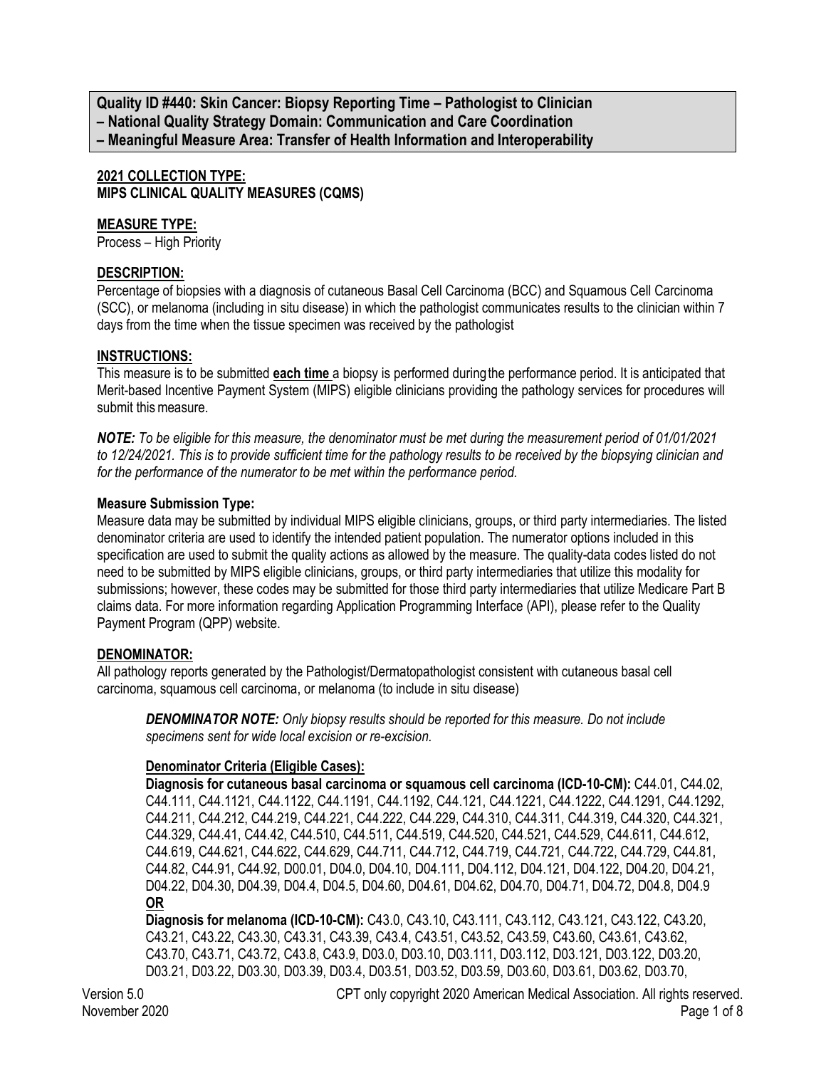**Quality ID #440: Skin Cancer: Biopsy Reporting Time – Pathologist to Clinician**
**– National Quality Strategy Domain: Communication and Care Coordination**
**– Meaningful Measure Area: Transfer of Health Information and Interoperability**

**2021 COLLECTION TYPE:**
**MIPS CLINICAL QUALITY MEASURES (CQMS)**

**MEASURE TYPE:**
Process – High Priority

**DESCRIPTION:**
Percentage of biopsies with a diagnosis of cutaneous Basal Cell Carcinoma (BCC) and Squamous Cell Carcinoma (SCC), or melanoma (including in situ disease) in which the pathologist communicates results to the clinician within 7 days from the time when the tissue specimen was received by the pathologist

**INSTRUCTIONS:**
This measure is to be submitted **each time** a biopsy is performed during the performance period. It is anticipated that Merit-based Incentive Payment System (MIPS) eligible clinicians providing the pathology services for procedures will submit this measure.

***NOTE:*** *To be eligible for this measure, the denominator must be met during the measurement period of 01/01/2021 to 12/24/2021. This is to provide sufficient time for the pathology results to be received by the biopsying clinician and for the performance of the numerator to be met within the performance period.*

**Measure Submission Type:**
Measure data may be submitted by individual MIPS eligible clinicians, groups, or third party intermediaries. The listed denominator criteria are used to identify the intended patient population. The numerator options included in this specification are used to submit the quality actions as allowed by the measure. The quality-data codes listed do not need to be submitted by MIPS eligible clinicians, groups, or third party intermediaries that utilize this modality for submissions; however, these codes may be submitted for those third party intermediaries that utilize Medicare Part B claims data. For more information regarding Application Programming Interface (API), please refer to the Quality Payment Program (QPP) website.

**DENOMINATOR:**
All pathology reports generated by the Pathologist/Dermatopathologist consistent with cutaneous basal cell carcinoma, squamous cell carcinoma, or melanoma (to include in situ disease)

> ***DENOMINATOR NOTE:*** *Only biopsy results should be reported for this measure. Do not include specimens sent for wide local excision or re-excision.*
>
> **Denominator Criteria (Eligible Cases):**
> **Diagnosis for cutaneous basal carcinoma or squamous cell carcinoma (ICD-10-CM):** C44.01, C44.02, C44.111, C44.1121, C44.1122, C44.1191, C44.1192, C44.121, C44.1221, C44.1222, C44.1291, C44.1292, C44.211, C44.212, C44.219, C44.221, C44.222, C44.229, C44.310, C44.311, C44.319, C44.320, C44.321, C44.329, C44.41, C44.42, C44.510, C44.511, C44.519, C44.520, C44.521, C44.529, C44.611, C44.612, C44.619, C44.621, C44.622, C44.629, C44.711, C44.712, C44.719, C44.721, C44.722, C44.729, C44.81, C44.82, C44.91, C44.92, D00.01, D04.0, D04.10, D04.111, D04.112, D04.121, D04.122, D04.20, D04.21, D04.22, D04.30, D04.39, D04.4, D04.5, D04.60, D04.61, D04.62, D04.70, D04.71, D04.72, D04.8, D04.9
> **OR**
> **Diagnosis for melanoma (ICD-10-CM):** C43.0, C43.10, C43.111, C43.112, C43.121, C43.122, C43.20, C43.21, C43.22, C43.30, C43.31, C43.39, C43.4, C43.51, C43.52, C43.59, C43.60, C43.61, C43.62, C43.70, C43.71, C43.72, C43.8, C43.9, D03.0, D03.10, D03.111, D03.112, D03.121, D03.122, D03.20, D03.21, D03.22, D03.30, D03.39, D03.4, D03.51, D03.52, D03.59, D03.60, D03.61, D03.62, D03.70,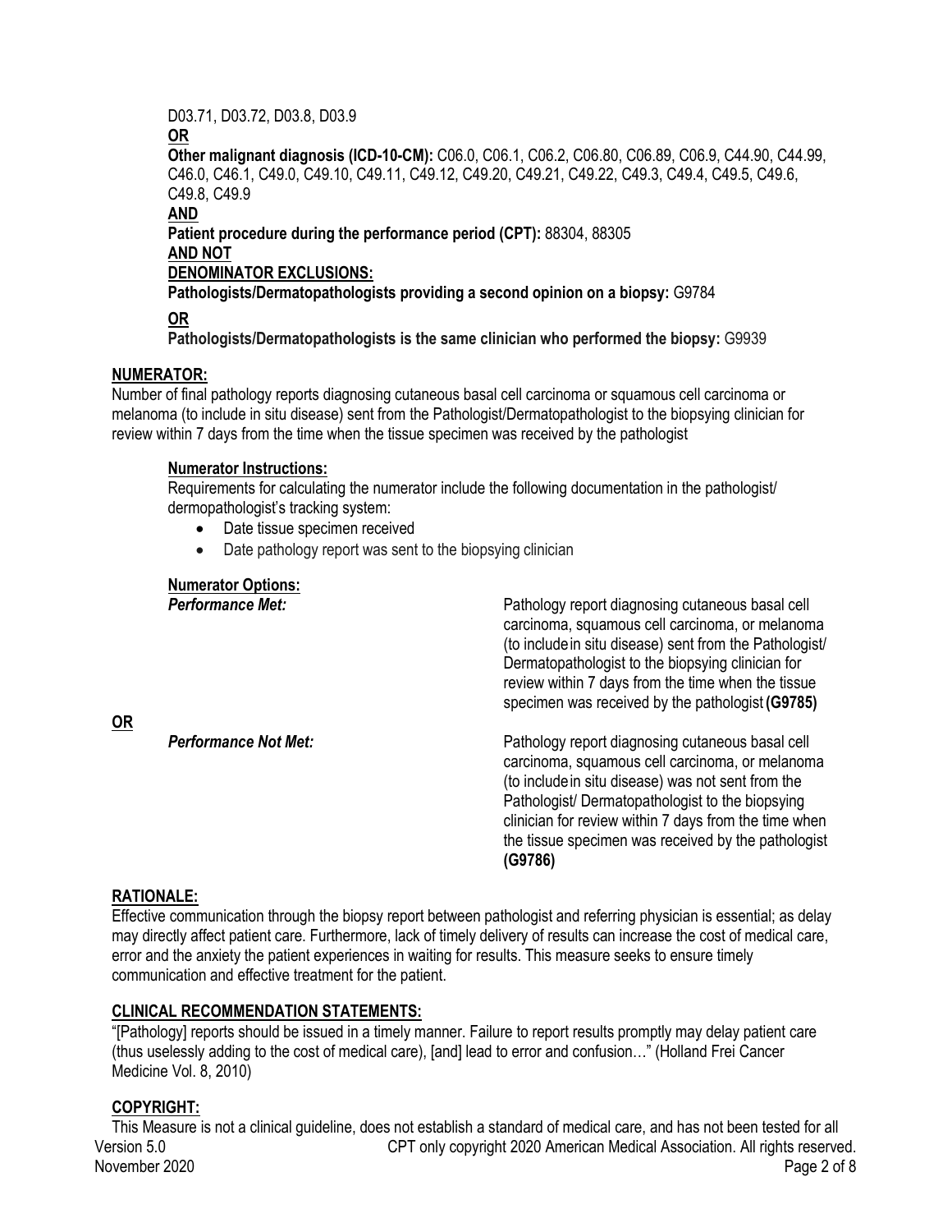D03.71, D03.72, D03.8, D03.9

**OR**

**Other malignant diagnosis (ICD-10-CM):** C06.0, C06.1, C06.2, C06.80, C06.89, C06.9, C44.90, C44.99, C46.0, C46.1, C49.0, C49.10, C49.11, C49.12, C49.20, C49.21, C49.22, C49.3, C49.4, C49.5, C49.6, C49.8, C49.9

**AND**

**Patient procedure during the performance period (CPT):** 88304, 88305

**AND NOT**

**DENOMINATOR EXCLUSIONS:**

**Pathologists/Dermatopathologists providing a second opinion on a biopsy:** G9784

**OR**

**Pathologists/Dermatopathologists is the same clinician who performed the biopsy:** G9939

## NUMERATOR:

Number of final pathology reports diagnosing cutaneous basal cell carcinoma or squamous cell carcinoma or melanoma (to include in situ disease) sent from the Pathologist/Dermatopathologist to the biopsying clinician for review within 7 days from the time when the tissue specimen was received by the pathologist

### Numerator Instructions:

Requirements for calculating the numerator include the following documentation in the pathologist/ dermopathologist's tracking system:

- Date tissue specimen received
- Date pathology report was sent to the biopsying clinician

### Numerator Options:

***Performance Met:*** Pathology report diagnosing cutaneous basal cell carcinoma, squamous cell carcinoma, or melanoma (to include in situ disease) sent from the Pathologist/ Dermatopathologist to the biopsying clinician for review within 7 days from the time when the tissue specimen was received by the pathologist **(G9785)**

**OR**

***Performance Not Met:*** Pathology report diagnosing cutaneous basal cell carcinoma, squamous cell carcinoma, or melanoma (to include in situ disease) was not sent from the Pathologist/ Dermatopathologist to the biopsying clinician for review within 7 days from the time when the tissue specimen was received by the pathologist **(G9786)**

## RATIONALE:

Effective communication through the biopsy report between pathologist and referring physician is essential; as delay may directly affect patient care. Furthermore, lack of timely delivery of results can increase the cost of medical care, error and the anxiety the patient experiences in waiting for results. This measure seeks to ensure timely communication and effective treatment for the patient.

## CLINICAL RECOMMENDATION STATEMENTS:

"[Pathology] reports should be issued in a timely manner. Failure to report results promptly may delay patient care (thus uselessly adding to the cost of medical care), [and] lead to error and confusion…" (Holland Frei Cancer Medicine Vol. 8, 2010)

## COPYRIGHT:

This Measure is not a clinical guideline, does not establish a standard of medical care, and has not been tested for all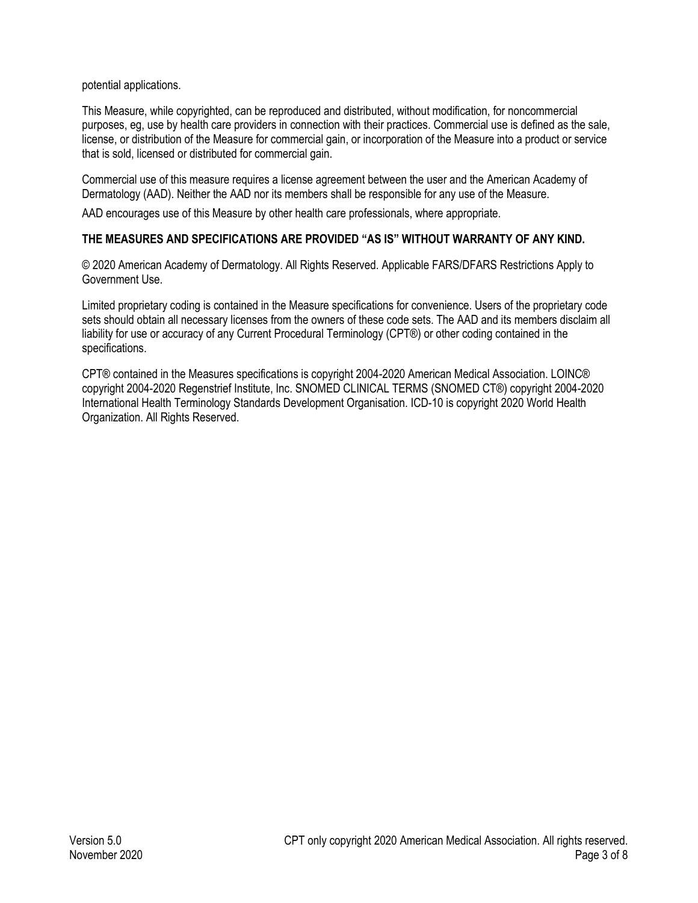potential applications.

This Measure, while copyrighted, can be reproduced and distributed, without modification, for noncommercial purposes, eg, use by health care providers in connection with their practices. Commercial use is defined as the sale, license, or distribution of the Measure for commercial gain, or incorporation of the Measure into a product or service that is sold, licensed or distributed for commercial gain.

Commercial use of this measure requires a license agreement between the user and the American Academy of Dermatology (AAD). Neither the AAD nor its members shall be responsible for any use of the Measure.

AAD encourages use of this Measure by other health care professionals, where appropriate.

**THE MEASURES AND SPECIFICATIONS ARE PROVIDED "AS IS" WITHOUT WARRANTY OF ANY KIND.**

© 2020 American Academy of Dermatology. All Rights Reserved. Applicable FARS/DFARS Restrictions Apply to Government Use.

Limited proprietary coding is contained in the Measure specifications for convenience. Users of the proprietary code sets should obtain all necessary licenses from the owners of these code sets. The AAD and its members disclaim all liability for use or accuracy of any Current Procedural Terminology (CPT®) or other coding contained in the specifications.

CPT® contained in the Measures specifications is copyright 2004-2020 American Medical Association. LOINC® copyright 2004-2020 Regenstrief Institute, Inc. SNOMED CLINICAL TERMS (SNOMED CT®) copyright 2004-2020 International Health Terminology Standards Development Organisation. ICD-10 is copyright 2020 World Health Organization. All Rights Reserved.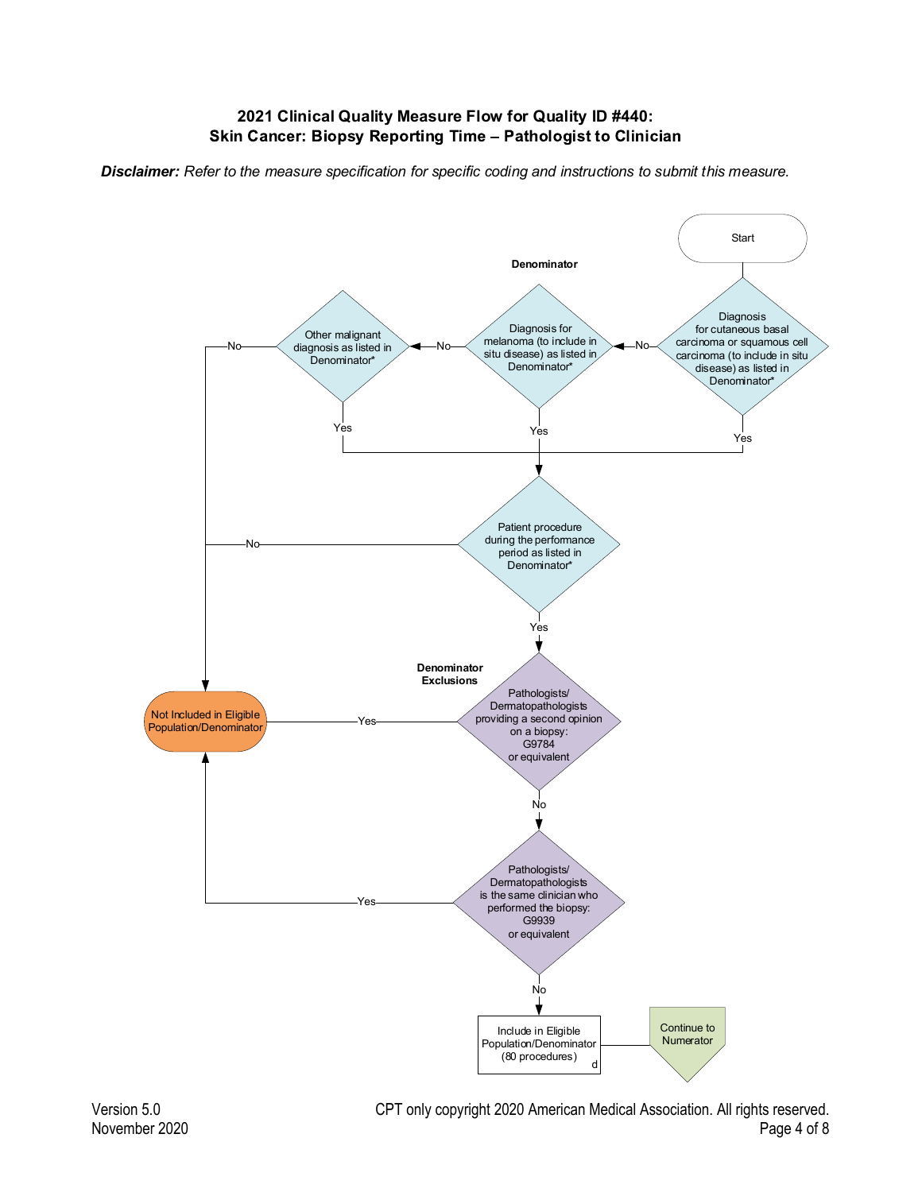## 2021 Clinical Quality Measure Flow for Quality ID #440: Skin Cancer: Biopsy Reporting Time – Pathologist to Clinician

***Disclaimer:*** *Refer to the measure specification for specific coding and instructions to submit this measure.*

Start

**Denominator**

Diagnosis for cutaneous basal carcinoma or squamous cell carcinoma (to include in situ disease) as listed in Denominator*

- Yes → Patient procedure during the performance period as listed in Denominator*
- No → Diagnosis for melanoma (to include in situ disease) as listed in Denominator*

Diagnosis for melanoma (to include in situ disease) as listed in Denominator*

- Yes → Patient procedure during the performance period as listed in Denominator*
- No → Other malignant diagnosis as listed in Denominator*

Other malignant diagnosis as listed in Denominator*

- Yes → Patient procedure during the performance period as listed in Denominator*
- No → Not Included in Eligible Population/Denominator

Patient procedure during the performance period as listed in Denominator*

- Yes → Pathologists/ Dermatopathologists providing a second opinion on a biopsy: G9784 or equivalent
- No → Not Included in Eligible Population/Denominator

**Denominator Exclusions**

Pathologists/ Dermatopathologists providing a second opinion on a biopsy: G9784 or equivalent

- Yes → Not Included in Eligible Population/Denominator
- No → Pathologists/ Dermatopathologists is the same clinician who performed the biopsy: G9939 or equivalent

Pathologists/ Dermatopathologists is the same clinician who performed the biopsy: G9939 or equivalent

- Yes → Not Included in Eligible Population/Denominator
- No → Include in Eligible Population/Denominator (80 procedures) d

Include in Eligible Population/Denominator (80 procedures) d → Continue to Numerator

Version 5.0
November 2020

CPT only copyright 2020 American Medical Association. All rights reserved.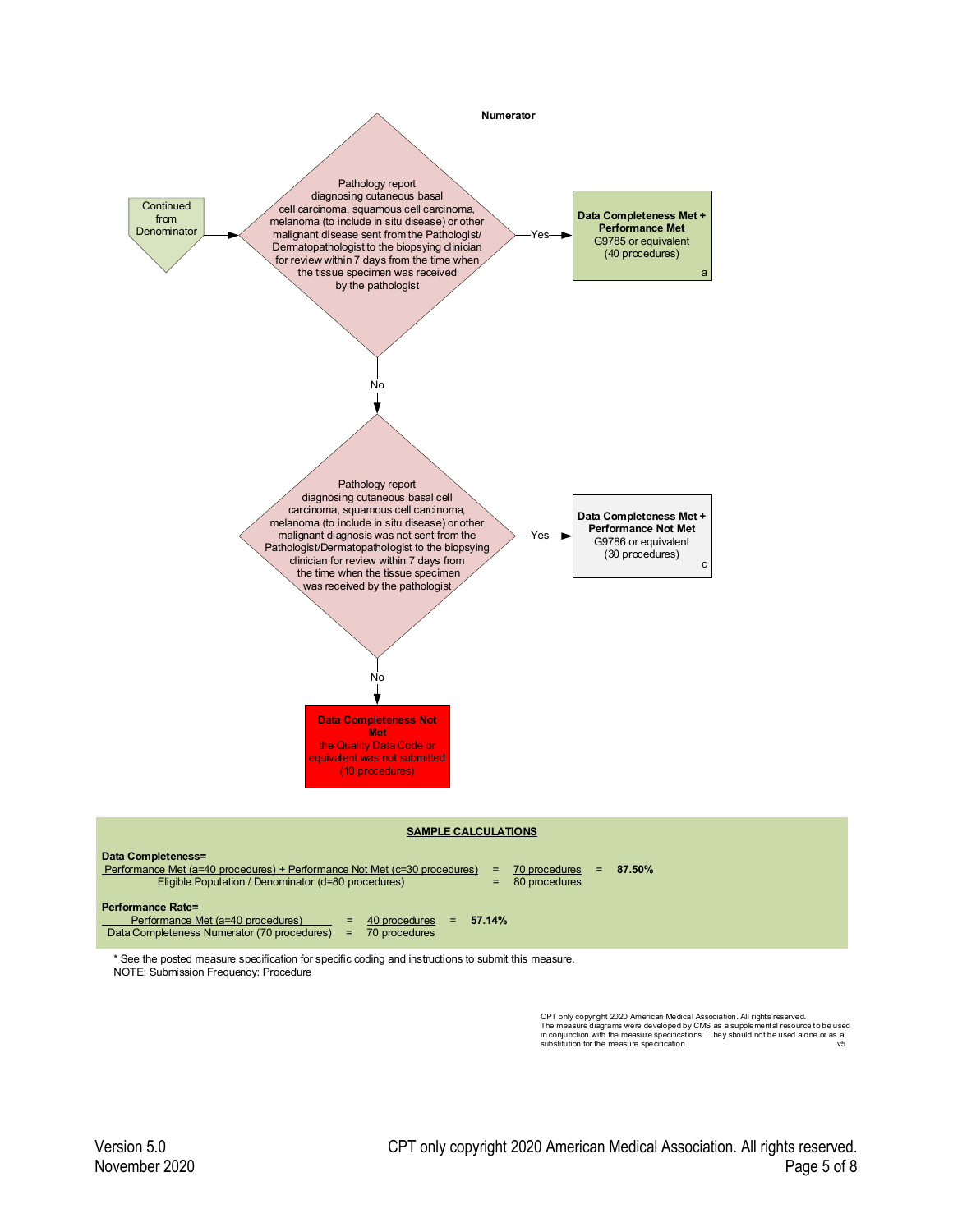**Numerator**

Continued from Denominator

Pathology report diagnosing cutaneous basal cell carcinoma, squamous cell carcinoma, melanoma (to include in situ disease) or other malignant disease sent from the Pathologist/ Dermatopathologist to the biopsying clinician for review within 7 days from the time when the tissue specimen was received by the pathologist

- Yes → **Data Completeness Met + Performance Met** G9785 or equivalent (40 procedures) a
- No ↓

Pathology report diagnosing cutaneous basal cell carcinoma, squamous cell carcinoma, melanoma (to include in situ disease) or other malignant diagnosis was not sent from the Pathologist/Dermatopathologist to the biopsying clinician for review within 7 days from the time when the tissue specimen was received by the pathologist

- Yes → **Data Completeness Met + Performance Not Met** G9786 or equivalent (30 procedures) c
- No → **Data Completeness Not Met** the Quality Data Code or equivalent was not submitted (10 procedures)

**SAMPLE CALCULATIONS**

**Data Completeness=**

$$\frac{\text{Performance Met (a=40 procedures) + Performance Not Met (c=30 procedures)}}{\text{Eligible Population / Denominator (d=80 procedures)}} = \frac{\text{70 procedures}}{\text{80 procedures}} = \mathbf{87.50\%}$$

**Performance Rate=**

$$\frac{\text{Performance Met (a=40 procedures)}}{\text{Data Completeness Numerator (70 procedures)}} = \frac{\text{40 procedures}}{\text{70 procedures}} = \mathbf{57.14\%}$$

* See the posted measure specification for specific coding and instructions to submit this measure.
NOTE: Submission Frequency: Procedure

CPT only copyright 2020 American Medical Association. All rights reserved.
The measure diagrams were developed by CMS as a supplemental resource to be used in conjunction with the measure specifications. They should not be used alone or as a substitution for the measure specification. v5

Version 5.0
November 2020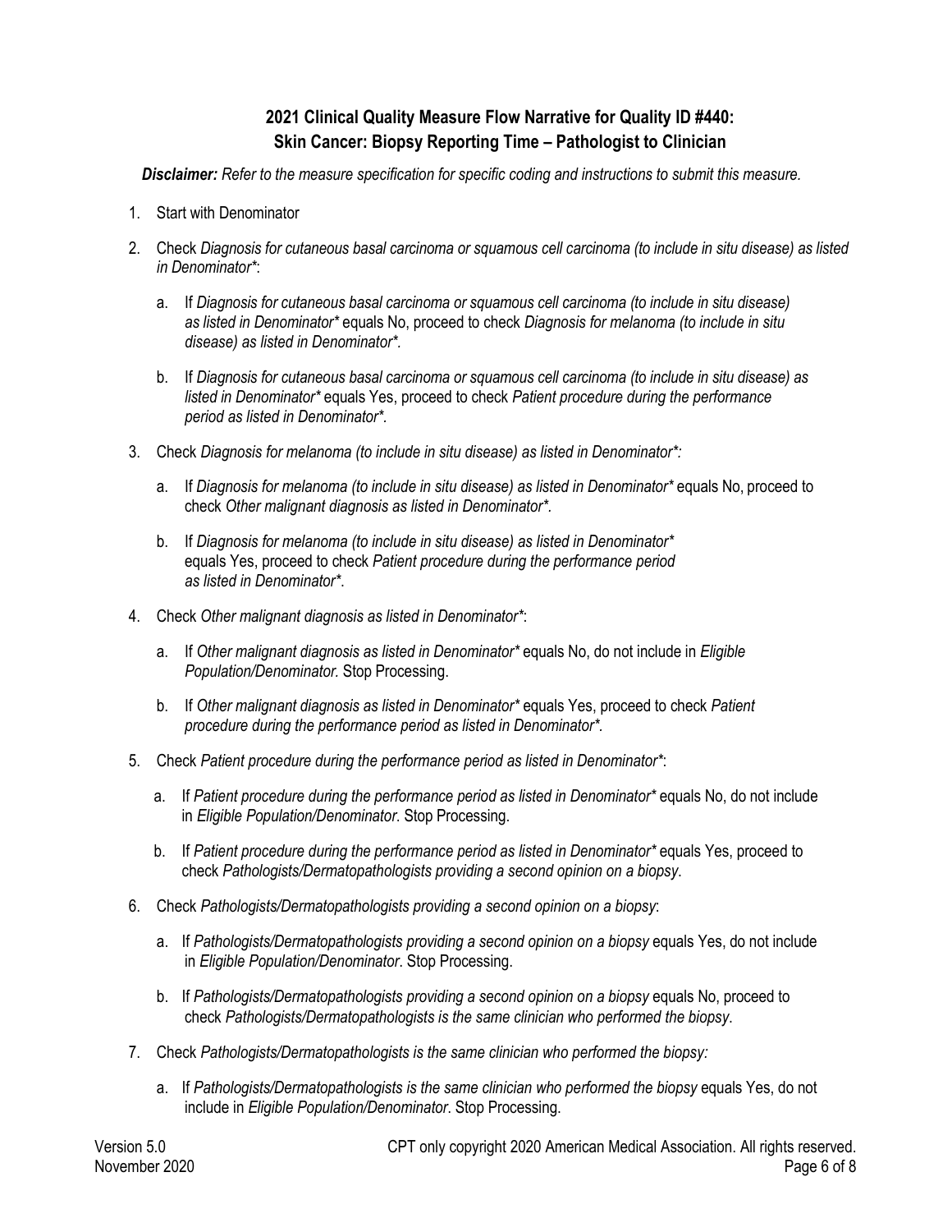## 2021 Clinical Quality Measure Flow Narrative for Quality ID #440: Skin Cancer: Biopsy Reporting Time – Pathologist to Clinician

***Disclaimer:*** *Refer to the measure specification for specific coding and instructions to submit this measure.*

1. Start with Denominator
2. Check *Diagnosis for cutaneous basal carcinoma or squamous cell carcinoma (to include in situ disease) as listed in Denominator**:
   a. If *Diagnosis for cutaneous basal carcinoma or squamous cell carcinoma (to include in situ disease) as listed in Denominator** equals No, proceed to check *Diagnosis for melanoma (to include in situ disease) as listed in Denominator**.
   b. If *Diagnosis for cutaneous basal carcinoma or squamous cell carcinoma (to include in situ disease) as listed in Denominator** equals Yes, proceed to check *Patient procedure during the performance period as listed in Denominator**.
3. Check *Diagnosis for melanoma (to include in situ disease) as listed in Denominator*:*
   a. If *Diagnosis for melanoma (to include in situ disease) as listed in Denominator** equals No, proceed to check *Other malignant diagnosis as listed in Denominator**.
   b. If *Diagnosis for melanoma (to include in situ disease) as listed in Denominator** equals Yes, proceed to check *Patient procedure during the performance period as listed in Denominator**.
4. Check *Other malignant diagnosis as listed in Denominator**:
   a. If *Other malignant diagnosis as listed in Denominator** equals No, do not include in *Eligible Population/Denominator.* Stop Processing.
   b. If *Other malignant diagnosis as listed in Denominator** equals Yes, proceed to check *Patient procedure during the performance period as listed in Denominator**.
5. Check *Patient procedure during the performance period as listed in Denominator**:
   a. If *Patient procedure during the performance period as listed in Denominator** equals No, do not include in *Eligible Population/Denominator*. Stop Processing.
   b. If *Patient procedure during the performance period as listed in Denominator** equals Yes, proceed to check *Pathologists/Dermatopathologists providing a second opinion on a biopsy*.
6. Check *Pathologists/Dermatopathologists providing a second opinion on a biopsy*:
   a. If *Pathologists/Dermatopathologists providing a second opinion on a biopsy* equals Yes, do not include in *Eligible Population/Denominator*. Stop Processing.
   b. If *Pathologists/Dermatopathologists providing a second opinion on a biopsy* equals No, proceed to check *Pathologists/Dermatopathologists is the same clinician who performed the biopsy*.
7. Check *Pathologists/Dermatopathologists is the same clinician who performed the biopsy:*
   a. If *Pathologists/Dermatopathologists is the same clinician who performed the biopsy* equals Yes, do not include in *Eligible Population/Denominator*. Stop Processing.

Version 5.0
November 2020

CPT only copyright 2020 American Medical Association. All rights reserved.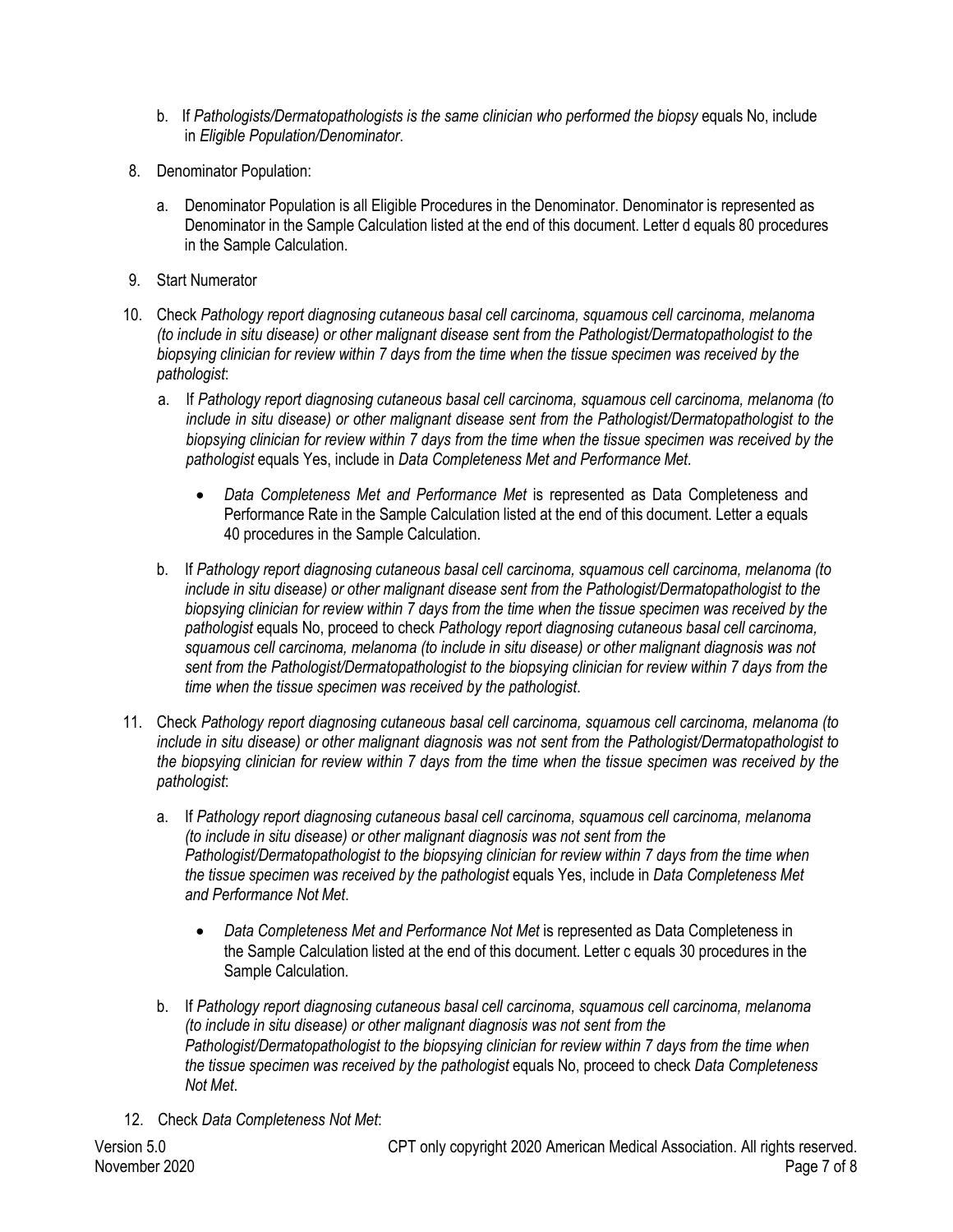b. If *Pathologists/Dermatopathologists is the same clinician who performed the biopsy* equals No, include in *Eligible Population/Denominator*.

8. Denominator Population:

   a. Denominator Population is all Eligible Procedures in the Denominator. Denominator is represented as Denominator in the Sample Calculation listed at the end of this document. Letter d equals 80 procedures in the Sample Calculation.

9. Start Numerator

10. Check *Pathology report diagnosing cutaneous basal cell carcinoma, squamous cell carcinoma, melanoma (to include in situ disease) or other malignant disease sent from the Pathologist/Dermatopathologist to the biopsying clinician for review within 7 days from the time when the tissue specimen was received by the pathologist*:

    a. If *Pathology report diagnosing cutaneous basal cell carcinoma, squamous cell carcinoma, melanoma (to include in situ disease) or other malignant disease sent from the Pathologist/Dermatopathologist to the biopsying clinician for review within 7 days from the time when the tissue specimen was received by the pathologist* equals Yes, include in *Data Completeness Met and Performance Met*.

       - *Data Completeness Met and Performance Met* is represented as Data Completeness and Performance Rate in the Sample Calculation listed at the end of this document. Letter a equals 40 procedures in the Sample Calculation.

    b. If *Pathology report diagnosing cutaneous basal cell carcinoma, squamous cell carcinoma, melanoma (to include in situ disease) or other malignant disease sent from the Pathologist/Dermatopathologist to the biopsying clinician for review within 7 days from the time when the tissue specimen was received by the pathologist* equals No, proceed to check *Pathology report diagnosing cutaneous basal cell carcinoma, squamous cell carcinoma, melanoma (to include in situ disease) or other malignant diagnosis was not sent from the Pathologist/Dermatopathologist to the biopsying clinician for review within 7 days from the time when the tissue specimen was received by the pathologist*.

11. Check *Pathology report diagnosing cutaneous basal cell carcinoma, squamous cell carcinoma, melanoma (to include in situ disease) or other malignant diagnosis was not sent from the Pathologist/Dermatopathologist to the biopsying clinician for review within 7 days from the time when the tissue specimen was received by the pathologist*:

    a. If *Pathology report diagnosing cutaneous basal cell carcinoma, squamous cell carcinoma, melanoma (to include in situ disease) or other malignant diagnosis was not sent from the Pathologist/Dermatopathologist to the biopsying clinician for review within 7 days from the time when the tissue specimen was received by the pathologist* equals Yes, include in *Data Completeness Met and Performance Not Met*.

       - *Data Completeness Met and Performance Not Met* is represented as Data Completeness in the Sample Calculation listed at the end of this document. Letter c equals 30 procedures in the Sample Calculation.

    b. If *Pathology report diagnosing cutaneous basal cell carcinoma, squamous cell carcinoma, melanoma (to include in situ disease) or other malignant diagnosis was not sent from the Pathologist/Dermatopathologist to the biopsying clinician for review within 7 days from the time when the tissue specimen was received by the pathologist* equals No, proceed to check *Data Completeness Not Met*.

12. Check *Data Completeness Not Met*: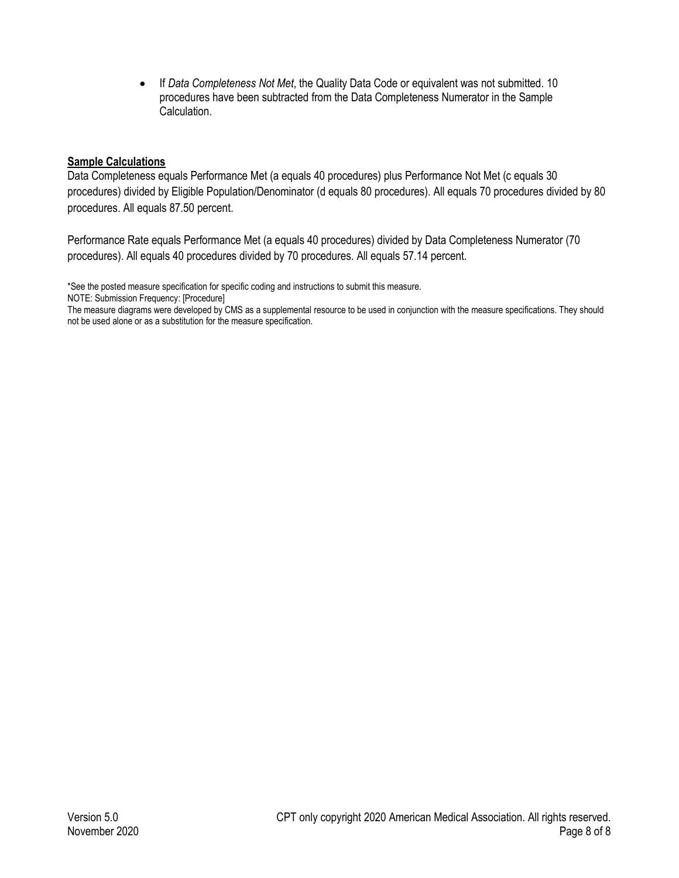- If *Data Completeness Not Met*, the Quality Data Code or equivalent was not submitted. 10 procedures have been subtracted from the Data Completeness Numerator in the Sample Calculation.

**Sample Calculations**

Data Completeness equals Performance Met (a equals 40 procedures) plus Performance Not Met (c equals 30 procedures) divided by Eligible Population/Denominator (d equals 80 procedures). All equals 70 procedures divided by 80 procedures. All equals 87.50 percent.

Performance Rate equals Performance Met (a equals 40 procedures) divided by Data Completeness Numerator (70 procedures). All equals 40 procedures divided by 70 procedures. All equals 57.14 percent.

*See the posted measure specification for specific coding and instructions to submit this measure.

NOTE: Submission Frequency: [Procedure]

The measure diagrams were developed by CMS as a supplemental resource to be used in conjunction with the measure specifications. They should not be used alone or as a substitution for the measure specification.

Version 5.0
November 2020

CPT only copyright 2020 American Medical Association. All rights reserved.